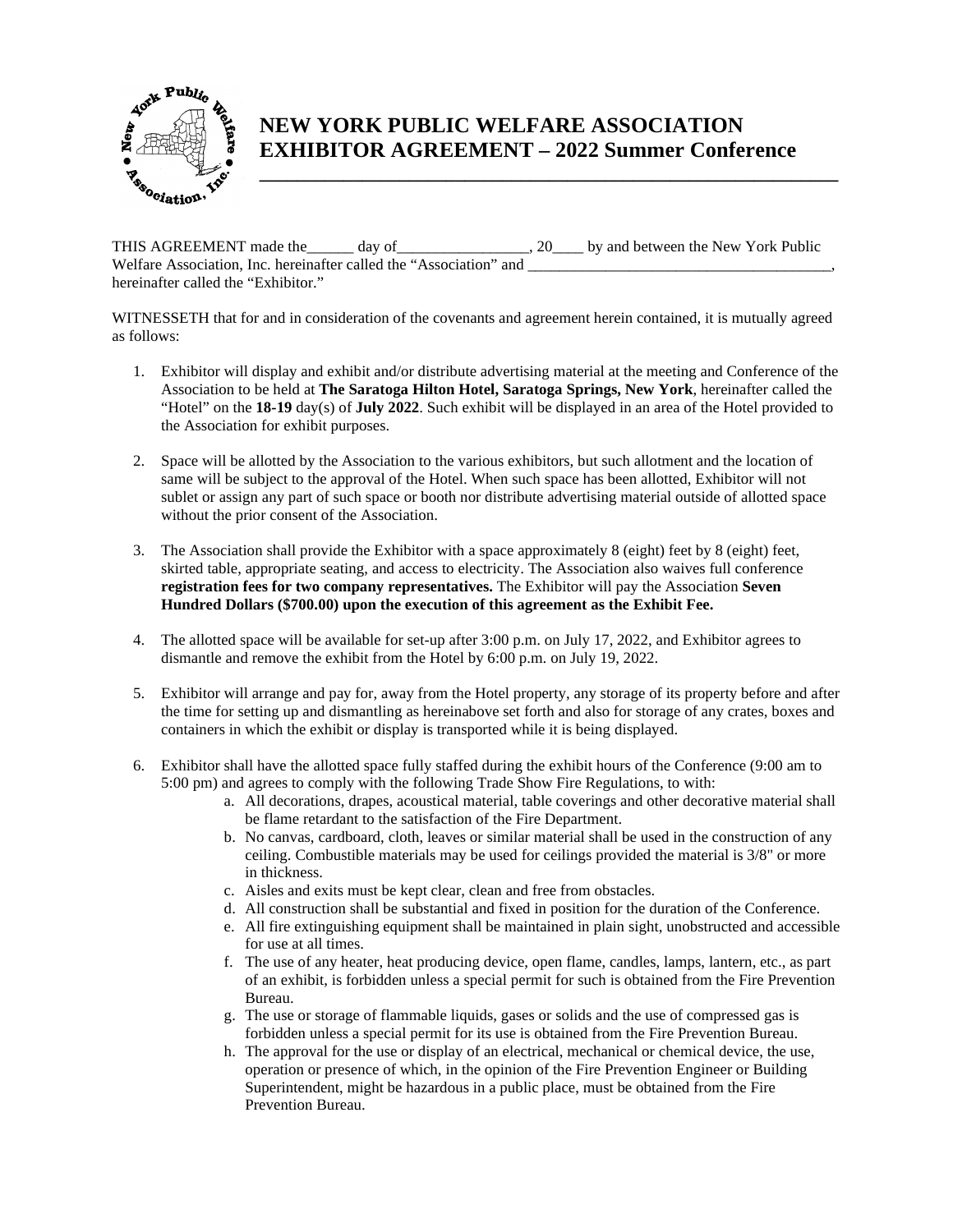# NEW YORK PUBLIC WELFARE ASSOCIATION EXHIBITOR AGREEMENT – 2022 Summer Conference

THIS AGREEMENT made the______ day of_________________, 20____ by and between the New York Public Welfare Association, Inc. hereinafter called the "Association" and _______________________________________, hereinafter called the "Exhibitor."

WITNESSETH that for and in consideration of the covenants and agreement herein contained, it is mutually agreed as follows:

1. Exhibitor will display and exhibit and/or distribute advertising material at the meeting and Conference of the Association to be held at **The Saratoga Hilton Hotel, Saratoga Springs, New York**, hereinafter called the "Hotel" on the **18-19** day(s) of **July 2022**. Such exhibit will be displayed in an area of the Hotel provided to the Association for exhibit purposes.

2. Space will be allotted by the Association to the various exhibitors, but such allotment and the location of same will be subject to the approval of the Hotel. When such space has been allotted, Exhibitor will not sublet or assign any part of such space or booth nor distribute advertising material outside of allotted space without the prior consent of the Association.

3. The Association shall provide the Exhibitor with a space approximately 8 (eight) feet by 8 (eight) feet, skirted table, appropriate seating, and access to electricity. The Association also waives full conference **registration fees for two company representatives.** The Exhibitor will pay the Association **Seven Hundred Dollars ($700.00) upon the execution of this agreement as the Exhibit Fee.**

4. The allotted space will be available for set-up after 3:00 p.m. on July 17, 2022, and Exhibitor agrees to dismantle and remove the exhibit from the Hotel by 6:00 p.m. on July 19, 2022.

5. Exhibitor will arrange and pay for, away from the Hotel property, any storage of its property before and after the time for setting up and dismantling as hereinabove set forth and also for storage of any crates, boxes and containers in which the exhibit or display is transported while it is being displayed.

6. Exhibitor shall have the allotted space fully staffed during the exhibit hours of the Conference (9:00 am to 5:00 pm) and agrees to comply with the following Trade Show Fire Regulations, to with:
   a. All decorations, drapes, acoustical material, table coverings and other decorative material shall be flame retardant to the satisfaction of the Fire Department.
   b. No canvas, cardboard, cloth, leaves or similar material shall be used in the construction of any ceiling. Combustible materials may be used for ceilings provided the material is 3/8" or more in thickness.
   c. Aisles and exits must be kept clear, clean and free from obstacles.
   d. All construction shall be substantial and fixed in position for the duration of the Conference.
   e. All fire extinguishing equipment shall be maintained in plain sight, unobstructed and accessible for use at all times.
   f. The use of any heater, heat producing device, open flame, candles, lamps, lantern, etc., as part of an exhibit, is forbidden unless a special permit for such is obtained from the Fire Prevention Bureau.
   g. The use or storage of flammable liquids, gases or solids and the use of compressed gas is forbidden unless a special permit for its use is obtained from the Fire Prevention Bureau.
   h. The approval for the use or display of an electrical, mechanical or chemical device, the use, operation or presence of which, in the opinion of the Fire Prevention Engineer or Building Superintendent, might be hazardous in a public place, must be obtained from the Fire Prevention Bureau.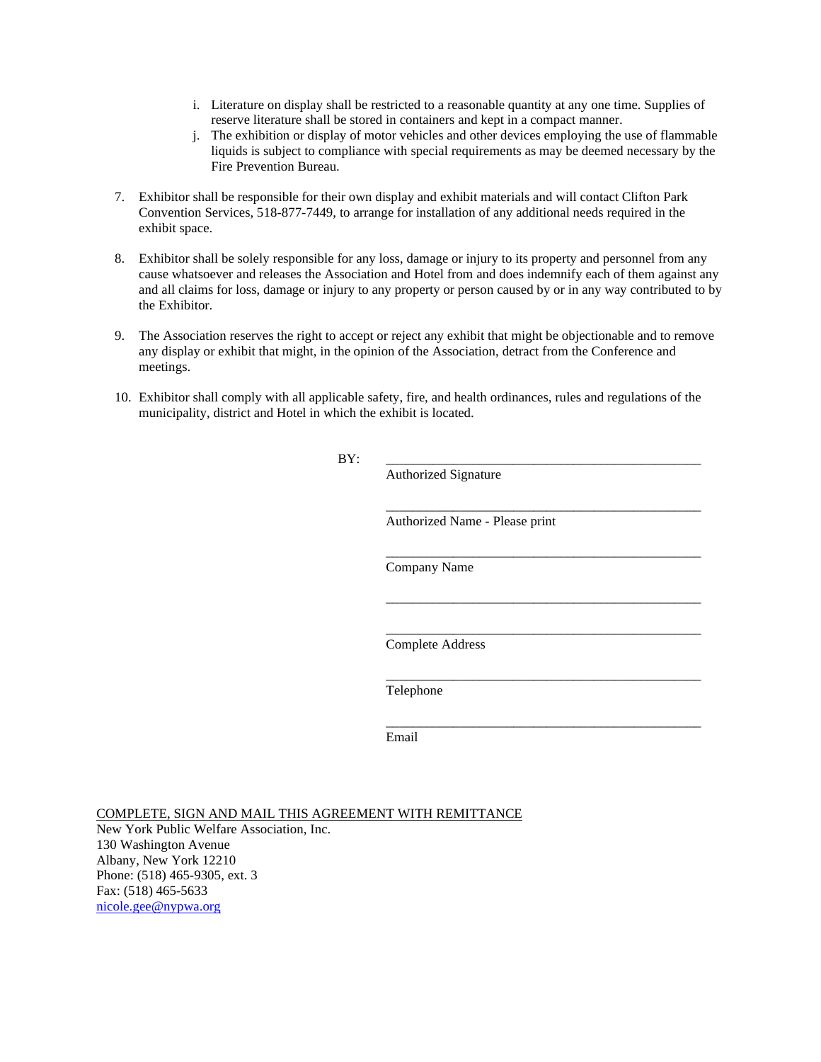i. Literature on display shall be restricted to a reasonable quantity at any one time. Supplies of reserve literature shall be stored in containers and kept in a compact manner.
j. The exhibition or display of motor vehicles and other devices employing the use of flammable liquids is subject to compliance with special requirements as may be deemed necessary by the Fire Prevention Bureau.

7. Exhibitor shall be responsible for their own display and exhibit materials and will contact Clifton Park Convention Services, 518-877-7449, to arrange for installation of any additional needs required in the exhibit space.

8. Exhibitor shall be solely responsible for any loss, damage or injury to its property and personnel from any cause whatsoever and releases the Association and Hotel from and does indemnify each of them against any and all claims for loss, damage or injury to any property or person caused by or in any way contributed to by the Exhibitor.

9. The Association reserves the right to accept or reject any exhibit that might be objectionable and to remove any display or exhibit that might, in the opinion of the Association, detract from the Conference and meetings.

10. Exhibitor shall comply with all applicable safety, fire, and health ordinances, rules and regulations of the municipality, district and Hotel in which the exhibit is located.

BY: \_\_\_\_\_\_\_\_\_\_\_\_\_\_\_\_\_\_\_\_\_\_\_\_\_\_\_\_\_\_\_\_\_\_\_\_\_\_\_\_\_\_\_\_\_\_\_\_
Authorized Signature

\_\_\_\_\_\_\_\_\_\_\_\_\_\_\_\_\_\_\_\_\_\_\_\_\_\_\_\_\_\_\_\_\_\_\_\_\_\_\_\_\_\_\_\_\_\_\_\_
Authorized Name - Please print

\_\_\_\_\_\_\_\_\_\_\_\_\_\_\_\_\_\_\_\_\_\_\_\_\_\_\_\_\_\_\_\_\_\_\_\_\_\_\_\_\_\_\_\_\_\_\_\_
Company Name

\_\_\_\_\_\_\_\_\_\_\_\_\_\_\_\_\_\_\_\_\_\_\_\_\_\_\_\_\_\_\_\_\_\_\_\_\_\_\_\_\_\_\_\_\_\_\_\_

\_\_\_\_\_\_\_\_\_\_\_\_\_\_\_\_\_\_\_\_\_\_\_\_\_\_\_\_\_\_\_\_\_\_\_\_\_\_\_\_\_\_\_\_\_\_\_\_
Complete Address

\_\_\_\_\_\_\_\_\_\_\_\_\_\_\_\_\_\_\_\_\_\_\_\_\_\_\_\_\_\_\_\_\_\_\_\_\_\_\_\_\_\_\_\_\_\_\_\_
Telephone

\_\_\_\_\_\_\_\_\_\_\_\_\_\_\_\_\_\_\_\_\_\_\_\_\_\_\_\_\_\_\_\_\_\_\_\_\_\_\_\_\_\_\_\_\_\_\_\_
Email

COMPLETE, SIGN AND MAIL THIS AGREEMENT WITH REMITTANCE
New York Public Welfare Association, Inc.
130 Washington Avenue
Albany, New York 12210
Phone: (518) 465-9305, ext. 3
Fax: (518) 465-5633
nicole.gee@nypwa.org